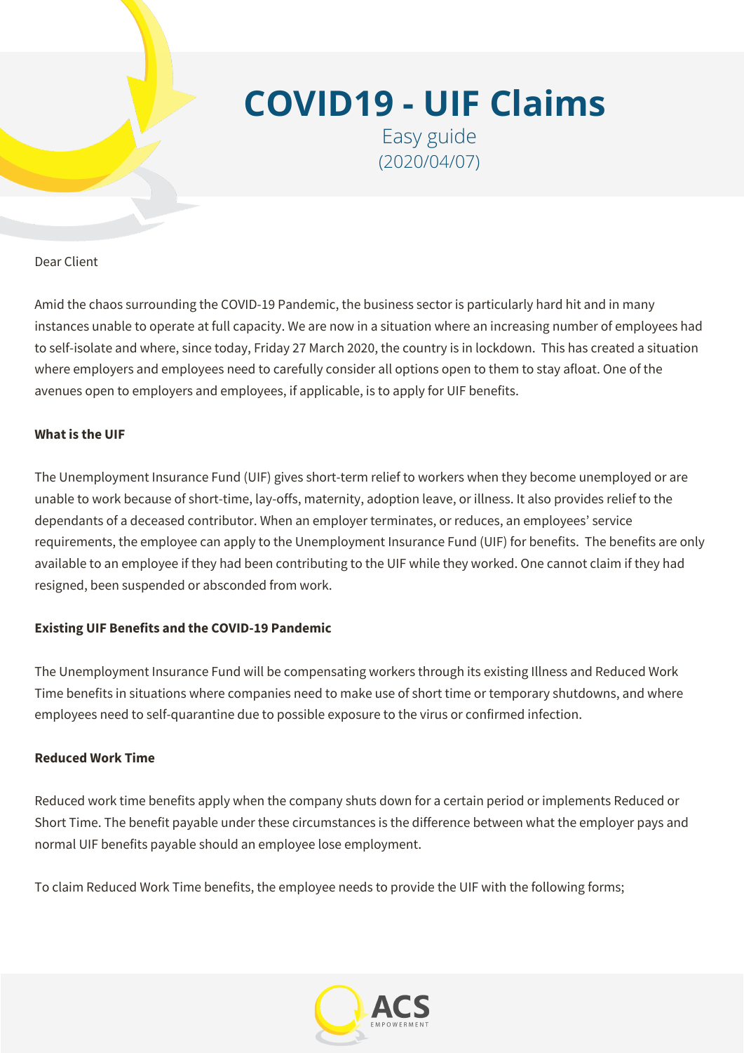# COVID19 - UIF Claims

Easy guide
(2020/04/07)

Dear Client

Amid the chaos surrounding the COVID-19 Pandemic, the business sector is particularly hard hit and in many instances unable to operate at full capacity. We are now in a situation where an increasing number of employees had to self-isolate and where, since today, Friday 27 March 2020, the country is in lockdown. This has created a situation where employers and employees need to carefully consider all options open to them to stay afloat. One of the avenues open to employers and employees, if applicable, is to apply for UIF benefits.

**What is the UIF**

The Unemployment Insurance Fund (UIF) gives short-term relief to workers when they become unemployed or are unable to work because of short-time, lay-offs, maternity, adoption leave, or illness. It also provides relief to the dependants of a deceased contributor. When an employer terminates, or reduces, an employees' service requirements, the employee can apply to the Unemployment Insurance Fund (UIF) for benefits. The benefits are only available to an employee if they had been contributing to the UIF while they worked. One cannot claim if they had resigned, been suspended or absconded from work.

**Existing UIF Benefits and the COVID-19 Pandemic**

The Unemployment Insurance Fund will be compensating workers through its existing Illness and Reduced Work Time benefits in situations where companies need to make use of short time or temporary shutdowns, and where employees need to self-quarantine due to possible exposure to the virus or confirmed infection.

**Reduced Work Time**

Reduced work time benefits apply when the company shuts down for a certain period or implements Reduced or Short Time. The benefit payable under these circumstances is the difference between what the employer pays and normal UIF benefits payable should an employee lose employment.

To claim Reduced Work Time benefits, the employee needs to provide the UIF with the following forms;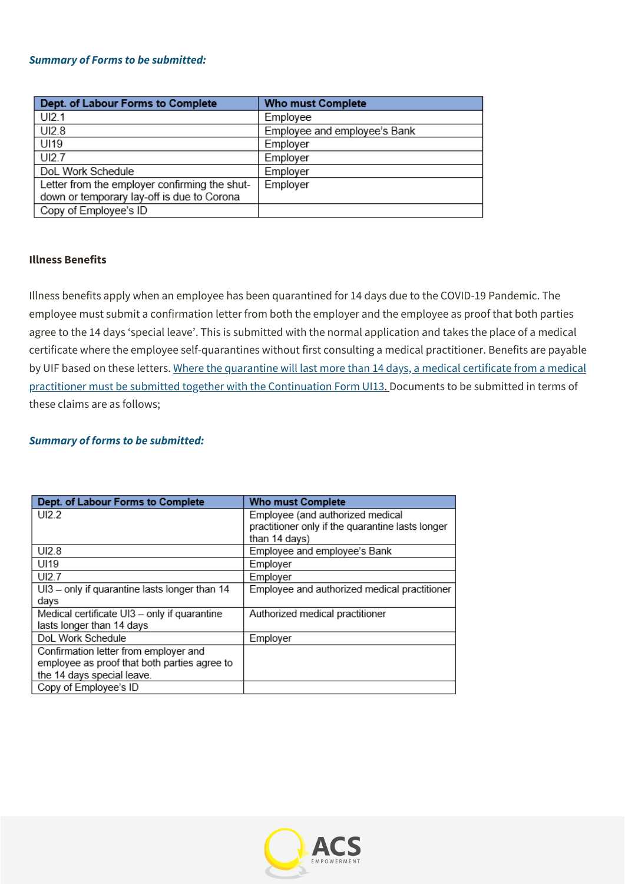***Summary of Forms to be submitted:***

| Dept. of Labour Forms to Complete | Who must Complete |
|---|---|
| UI2.1 | Employee |
| UI2.8 | Employee and employee's Bank |
| UI19 | Employer |
| UI2.7 | Employer |
| DoL Work Schedule | Employer |
| Letter from the employer confirming the shut-down or temporary lay-off is due to Corona | Employer |
| Copy of Employee's ID | |

**Illness Benefits**

Illness benefits apply when an employee has been quarantined for 14 days due to the COVID-19 Pandemic. The employee must submit a confirmation letter from both the employer and the employee as proof that both parties agree to the 14 days 'special leave'. This is submitted with the normal application and takes the place of a medical certificate where the employee self-quarantines without first consulting a medical practitioner. Benefits are payable by UIF based on these letters. Where the quarantine will last more than 14 days, a medical certificate from a medical practitioner must be submitted together with the Continuation Form UI13. Documents to be submitted in terms of these claims are as follows;

***Summary of forms to be submitted:***

| Dept. of Labour Forms to Complete | Who must Complete |
|---|---|
| UI2.2 | Employee (and authorized medical practitioner only if the quarantine lasts longer than 14 days) |
| UI2.8 | Employee and employee's Bank |
| UI19 | Employer |
| UI2.7 | Employer |
| UI3 – only if quarantine lasts longer than 14 days | Employee and authorized medical practitioner |
| Medical certificate UI3 – only if quarantine lasts longer than 14 days | Authorized medical practitioner |
| DoL Work Schedule | Employer |
| Confirmation letter from employer and employee as proof that both parties agree to the 14 days special leave. | |
| Copy of Employee's ID | |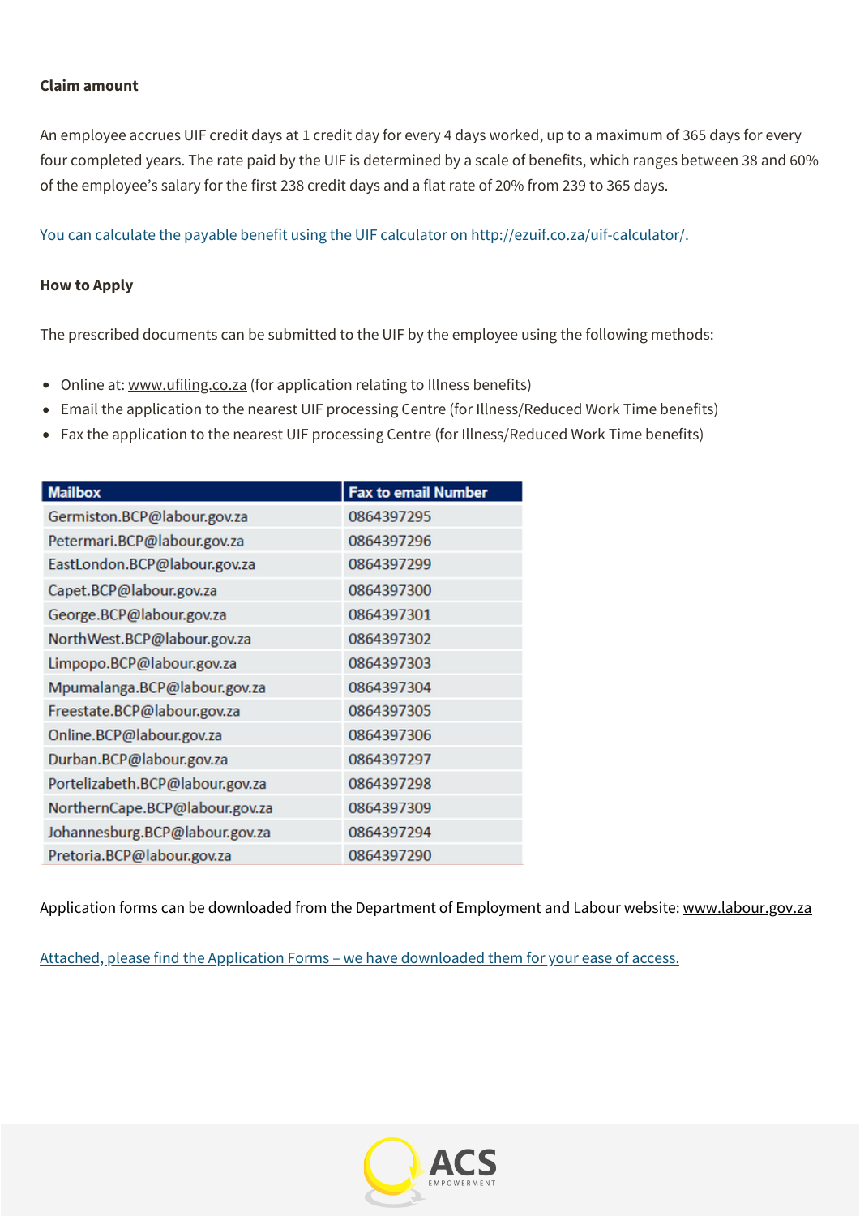**Claim amount**

An employee accrues UIF credit days at 1 credit day for every 4 days worked, up to a maximum of 365 days for every four completed years. The rate paid by the UIF is determined by a scale of benefits, which ranges between 38 and 60% of the employee's salary for the first 238 credit days and a flat rate of 20% from 239 to 365 days.

You can calculate the payable benefit using the UIF calculator on http://ezuif.co.za/uif-calculator/.

**How to Apply**

The prescribed documents can be submitted to the UIF by the employee using the following methods:

- Online at: www.ufiling.co.za (for application relating to Illness benefits)
- Email the application to the nearest UIF processing Centre (for Illness/Reduced Work Time benefits)
- Fax the application to the nearest UIF processing Centre (for Illness/Reduced Work Time benefits)

| Mailbox | Fax to email Number |
| --- | --- |
| Germiston.BCP@labour.gov.za | 0864397295 |
| Petermari.BCP@labour.gov.za | 0864397296 |
| EastLondon.BCP@labour.gov.za | 0864397299 |
| Capet.BCP@labour.gov.za | 0864397300 |
| George.BCP@labour.gov.za | 0864397301 |
| NorthWest.BCP@labour.gov.za | 0864397302 |
| Limpopo.BCP@labour.gov.za | 0864397303 |
| Mpumalanga.BCP@labour.gov.za | 0864397304 |
| Freestate.BCP@labour.gov.za | 0864397305 |
| Online.BCP@labour.gov.za | 0864397306 |
| Durban.BCP@labour.gov.za | 0864397297 |
| Portelizabeth.BCP@labour.gov.za | 0864397298 |
| NorthernCape.BCP@labour.gov.za | 0864397309 |
| Johannesburg.BCP@labour.gov.za | 0864397294 |
| Pretoria.BCP@labour.gov.za | 0864397290 |

Application forms can be downloaded from the Department of Employment and Labour website: www.labour.gov.za

Attached, please find the Application Forms – we have downloaded them for your ease of access.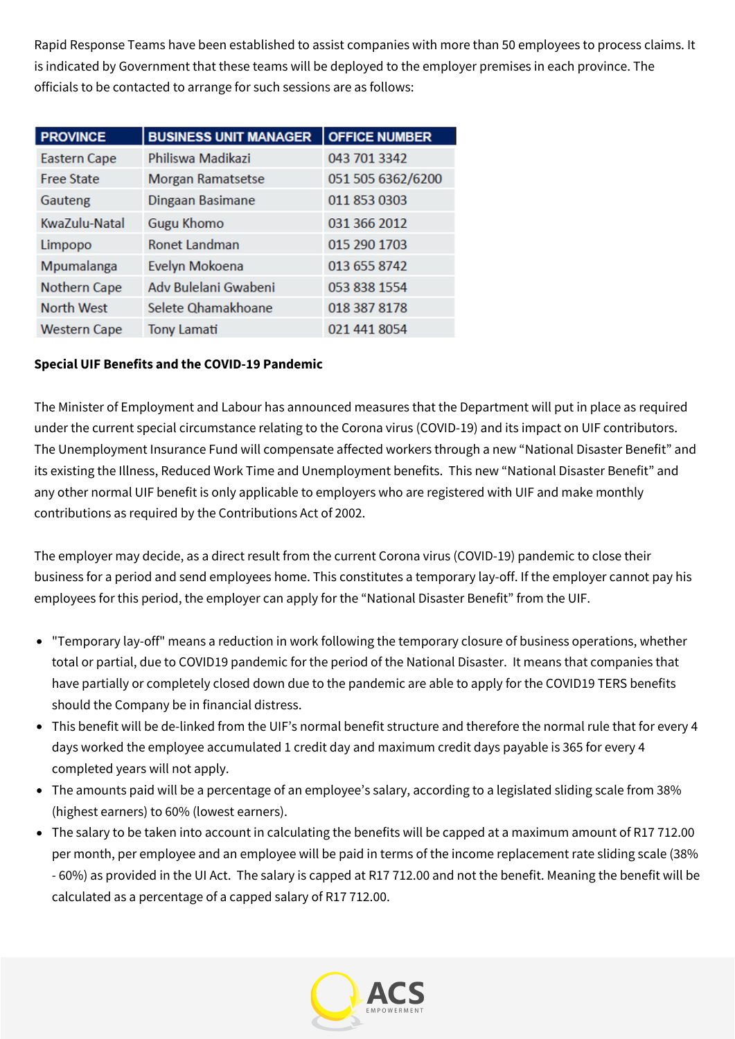Rapid Response Teams have been established to assist companies with more than 50 employees to process claims. It is indicated by Government that these teams will be deployed to the employer premises in each province. The officials to be contacted to arrange for such sessions are as follows:

| PROVINCE | BUSINESS UNIT MANAGER | OFFICE NUMBER |
|---|---|---|
| Eastern Cape | Philiswa Madikazi | 043 701 3342 |
| Free State | Morgan Ramatsetse | 051 505 6362/6200 |
| Gauteng | Dingaan Basimane | 011 853 0303 |
| KwaZulu-Natal | Gugu Khomo | 031 366 2012 |
| Limpopo | Ronet Landman | 015 290 1703 |
| Mpumalanga | Evelyn Mokoena | 013 655 8742 |
| Nothern Cape | Adv Bulelani Gwabeni | 053 838 1554 |
| North West | Selete Qhamakhoane | 018 387 8178 |
| Western Cape | Tony Lamati | 021 441 8054 |

**Special UIF Benefits and the COVID-19 Pandemic**

The Minister of Employment and Labour has announced measures that the Department will put in place as required under the current special circumstance relating to the Corona virus (COVID-19) and its impact on UIF contributors. The Unemployment Insurance Fund will compensate affected workers through a new "National Disaster Benefit" and its existing the Illness, Reduced Work Time and Unemployment benefits. This new "National Disaster Benefit" and any other normal UIF benefit is only applicable to employers who are registered with UIF and make monthly contributions as required by the Contributions Act of 2002.

The employer may decide, as a direct result from the current Corona virus (COVID-19) pandemic to close their business for a period and send employees home. This constitutes a temporary lay-off. If the employer cannot pay his employees for this period, the employer can apply for the "National Disaster Benefit" from the UIF.

- "Temporary lay-off" means a reduction in work following the temporary closure of business operations, whether total or partial, due to COVID19 pandemic for the period of the National Disaster. It means that companies that have partially or completely closed down due to the pandemic are able to apply for the COVID19 TERS benefits should the Company be in financial distress.
- This benefit will be de-linked from the UIF's normal benefit structure and therefore the normal rule that for every 4 days worked the employee accumulated 1 credit day and maximum credit days payable is 365 for every 4 completed years will not apply.
- The amounts paid will be a percentage of an employee's salary, according to a legislated sliding scale from 38% (highest earners) to 60% (lowest earners).
- The salary to be taken into account in calculating the benefits will be capped at a maximum amount of R17 712.00 per month, per employee and an employee will be paid in terms of the income replacement rate sliding scale (38% - 60%) as provided in the UI Act. The salary is capped at R17 712.00 and not the benefit. Meaning the benefit will be calculated as a percentage of a capped salary of R17 712.00.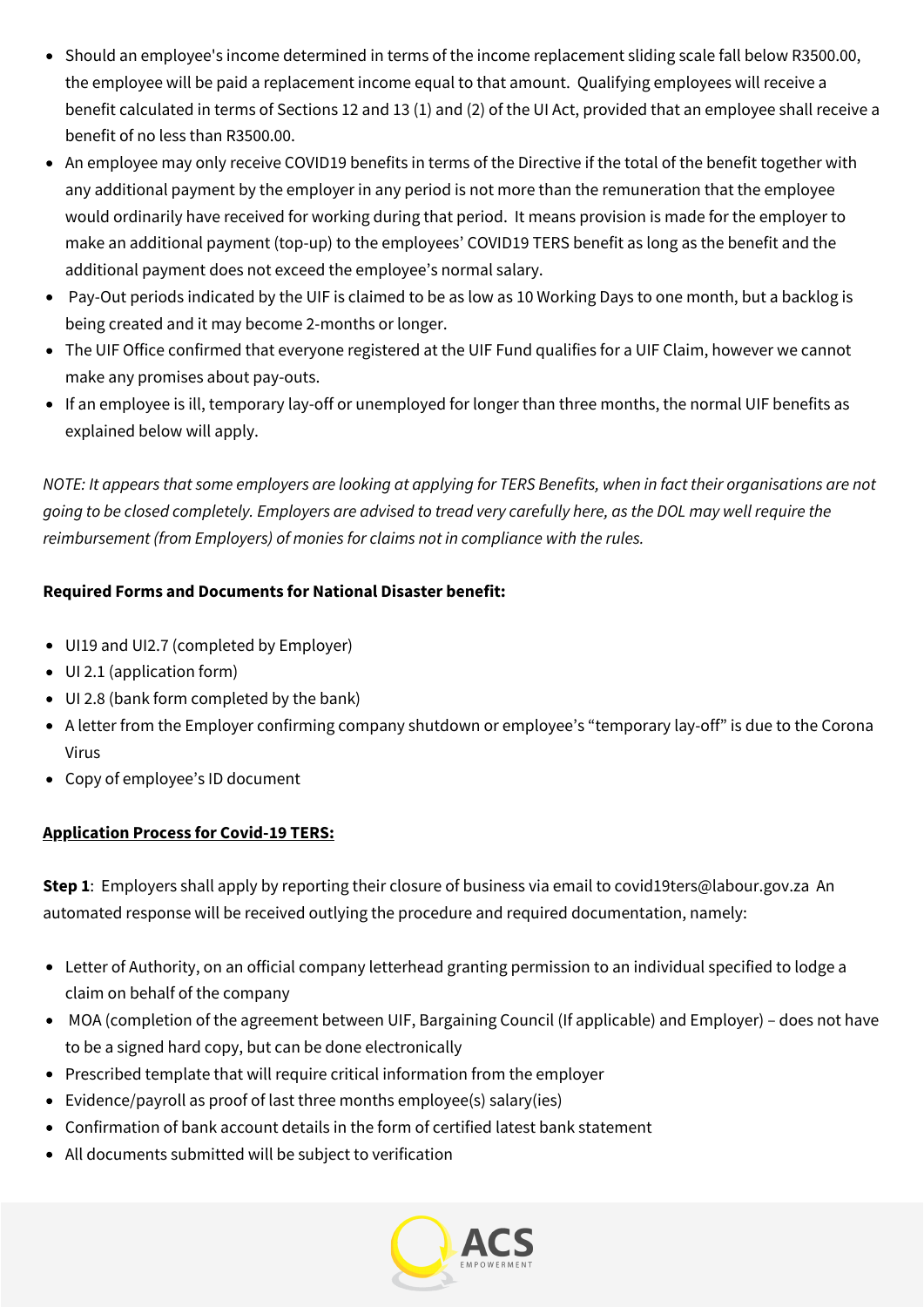- Should an employee's income determined in terms of the income replacement sliding scale fall below R3500.00, the employee will be paid a replacement income equal to that amount. Qualifying employees will receive a benefit calculated in terms of Sections 12 and 13 (1) and (2) of the UI Act, provided that an employee shall receive a benefit of no less than R3500.00.
- An employee may only receive COVID19 benefits in terms of the Directive if the total of the benefit together with any additional payment by the employer in any period is not more than the remuneration that the employee would ordinarily have received for working during that period. It means provision is made for the employer to make an additional payment (top-up) to the employees' COVID19 TERS benefit as long as the benefit and the additional payment does not exceed the employee's normal salary.
- Pay-Out periods indicated by the UIF is claimed to be as low as 10 Working Days to one month, but a backlog is being created and it may become 2-months or longer.
- The UIF Office confirmed that everyone registered at the UIF Fund qualifies for a UIF Claim, however we cannot make any promises about pay-outs.
- If an employee is ill, temporary lay-off or unemployed for longer than three months, the normal UIF benefits as explained below will apply.

*NOTE: It appears that some employers are looking at applying for TERS Benefits, when in fact their organisations are not going to be closed completely. Employers are advised to tread very carefully here, as the DOL may well require the reimbursement (from Employers) of monies for claims not in compliance with the rules.*

**Required Forms and Documents for National Disaster benefit:**

- UI19 and UI2.7 (completed by Employer)
- UI 2.1 (application form)
- UI 2.8 (bank form completed by the bank)
- A letter from the Employer confirming company shutdown or employee's "temporary lay-off" is due to the Corona Virus
- Copy of employee's ID document

**Application Process for Covid-19 TERS:**

**Step 1**: Employers shall apply by reporting their closure of business via email to covid19ters@labour.gov.za An automated response will be received outlying the procedure and required documentation, namely:

- Letter of Authority, on an official company letterhead granting permission to an individual specified to lodge a claim on behalf of the company
- MOA (completion of the agreement between UIF, Bargaining Council (If applicable) and Employer) – does not have to be a signed hard copy, but can be done electronically
- Prescribed template that will require critical information from the employer
- Evidence/payroll as proof of last three months employee(s) salary(ies)
- Confirmation of bank account details in the form of certified latest bank statement
- All documents submitted will be subject to verification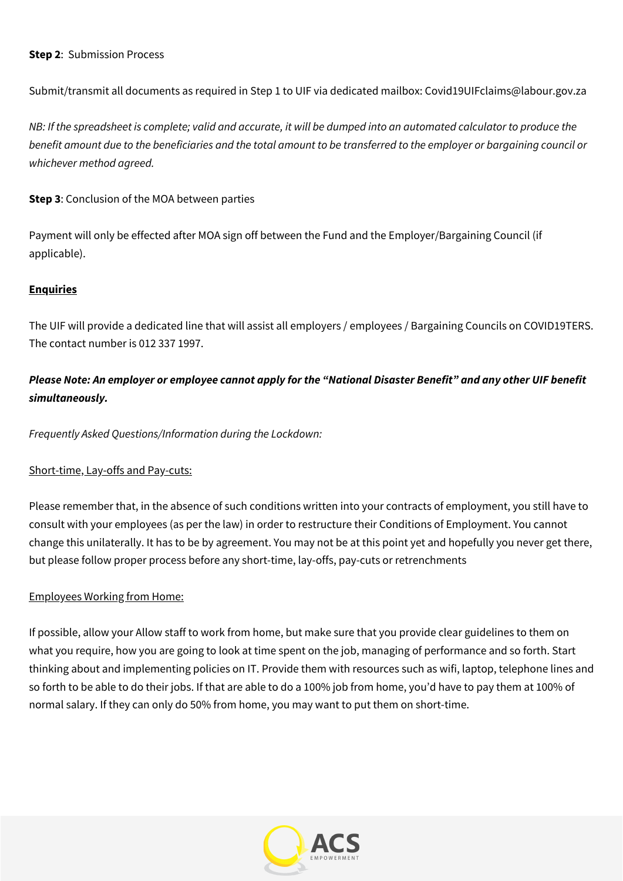**Step 2**: Submission Process

Submit/transmit all documents as required in Step 1 to UIF via dedicated mailbox: Covid19UIFclaims@labour.gov.za

*NB: If the spreadsheet is complete; valid and accurate, it will be dumped into an automated calculator to produce the benefit amount due to the beneficiaries and the total amount to be transferred to the employer or bargaining council or whichever method agreed.*

**Step 3**: Conclusion of the MOA between parties

Payment will only be effected after MOA sign off between the Fund and the Employer/Bargaining Council (if applicable).

**Enquiries**

The UIF will provide a dedicated line that will assist all employers / employees / Bargaining Councils on COVID19TERS. The contact number is 012 337 1997.

***Please Note: An employer or employee cannot apply for the "National Disaster Benefit" and any other UIF benefit simultaneously.***

*Frequently Asked Questions/Information during the Lockdown:*

Short-time, Lay-offs and Pay-cuts:

Please remember that, in the absence of such conditions written into your contracts of employment, you still have to consult with your employees (as per the law) in order to restructure their Conditions of Employment. You cannot change this unilaterally. It has to be by agreement. You may not be at this point yet and hopefully you never get there, but please follow proper process before any short-time, lay-offs, pay-cuts or retrenchments

Employees Working from Home:

If possible, allow your Allow staff to work from home, but make sure that you provide clear guidelines to them on what you require, how you are going to look at time spent on the job, managing of performance and so forth. Start thinking about and implementing policies on IT. Provide them with resources such as wifi, laptop, telephone lines and so forth to be able to do their jobs. If that are able to do a 100% job from home, you'd have to pay them at 100% of normal salary. If they can only do 50% from home, you may want to put them on short-time.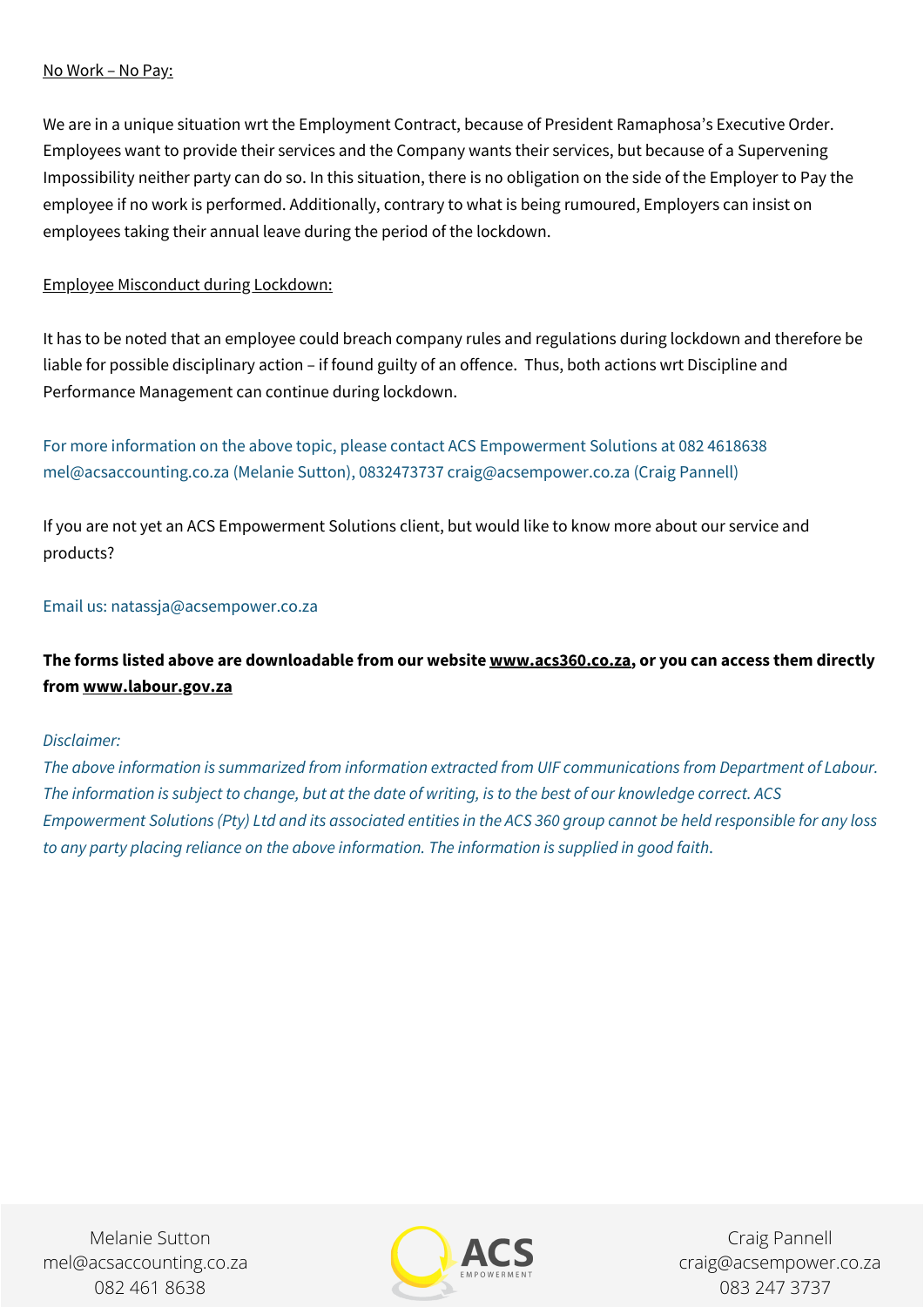<u>No Work – No Pay:</u>

We are in a unique situation wrt the Employment Contract, because of President Ramaphosa's Executive Order. Employees want to provide their services and the Company wants their services, but because of a Supervening Impossibility neither party can do so. In this situation, there is no obligation on the side of the Employer to Pay the employee if no work is performed. Additionally, contrary to what is being rumoured, Employers can insist on employees taking their annual leave during the period of the lockdown.

<u>Employee Misconduct during Lockdown:</u>

It has to be noted that an employee could breach company rules and regulations during lockdown and therefore be liable for possible disciplinary action – if found guilty of an offence. Thus, both actions wrt Discipline and Performance Management can continue during lockdown.

For more information on the above topic, please contact ACS Empowerment Solutions at 082 4618638 mel@acsaccounting.co.za (Melanie Sutton), 0832473737 craig@acsempower.co.za (Craig Pannell)

If you are not yet an ACS Empowerment Solutions client, but would like to know more about our service and products?

Email us: natassja@acsempower.co.za

**The forms listed above are downloadable from our website <u>www.acs360.co.za</u>, or you can access them directly from <u>www.labour.gov.za</u>**

*Disclaimer:*
*The above information is summarized from information extracted from UIF communications from Department of Labour. The information is subject to change, but at the date of writing, is to the best of our knowledge correct. ACS Empowerment Solutions (Pty) Ltd and its associated entities in the ACS 360 group cannot be held responsible for any loss to any party placing reliance on the above information. The information is supplied in good faith.*